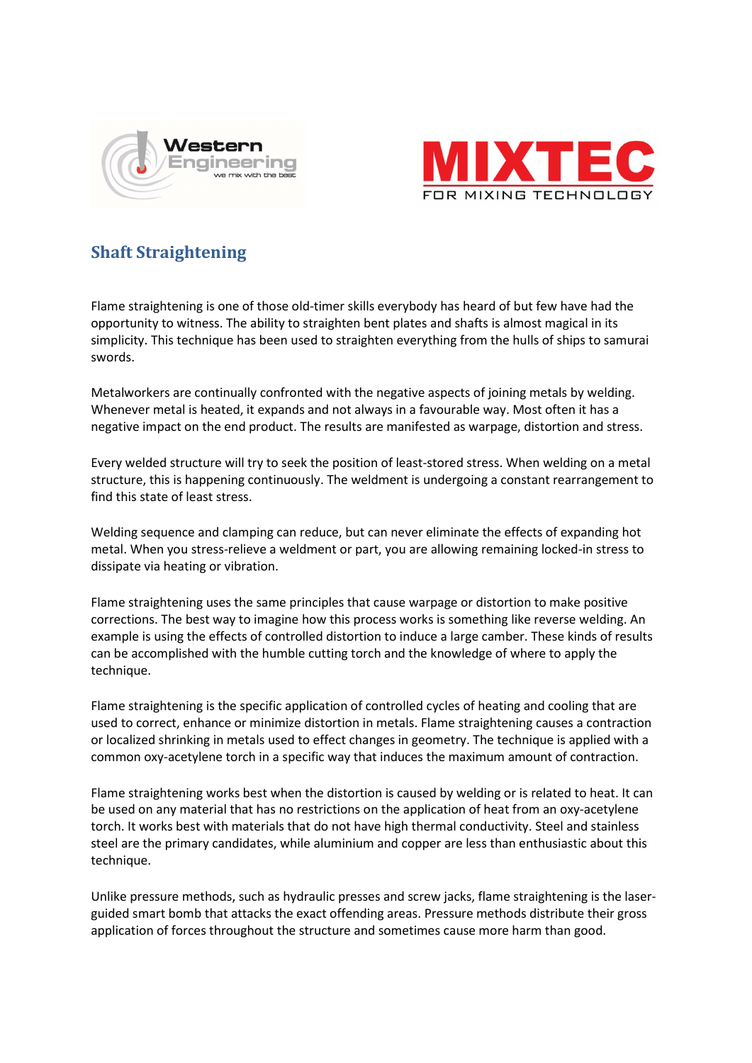## Shaft Straightening

Flame straightening is one of those old-timer skills everybody has heard of but few have had the opportunity to witness. The ability to straighten bent plates and shafts is almost magical in its simplicity. This technique has been used to straighten everything from the hulls of ships to samurai swords.

Metalworkers are continually confronted with the negative aspects of joining metals by welding. Whenever metal is heated, it expands and not always in a favourable way. Most often it has a negative impact on the end product. The results are manifested as warpage, distortion and stress.

Every welded structure will try to seek the position of least-stored stress. When welding on a metal structure, this is happening continuously. The weldment is undergoing a constant rearrangement to find this state of least stress.

Welding sequence and clamping can reduce, but can never eliminate the effects of expanding hot metal. When you stress-relieve a weldment or part, you are allowing remaining locked-in stress to dissipate via heating or vibration.

Flame straightening uses the same principles that cause warpage or distortion to make positive corrections. The best way to imagine how this process works is something like reverse welding. An example is using the effects of controlled distortion to induce a large camber. These kinds of results can be accomplished with the humble cutting torch and the knowledge of where to apply the technique.

Flame straightening is the specific application of controlled cycles of heating and cooling that are used to correct, enhance or minimize distortion in metals. Flame straightening causes a contraction or localized shrinking in metals used to effect changes in geometry. The technique is applied with a common oxy-acetylene torch in a specific way that induces the maximum amount of contraction.

Flame straightening works best when the distortion is caused by welding or is related to heat. It can be used on any material that has no restrictions on the application of heat from an oxy-acetylene torch. It works best with materials that do not have high thermal conductivity. Steel and stainless steel are the primary candidates, while aluminium and copper are less than enthusiastic about this technique.

Unlike pressure methods, such as hydraulic presses and screw jacks, flame straightening is the laser-guided smart bomb that attacks the exact offending areas. Pressure methods distribute their gross application of forces throughout the structure and sometimes cause more harm than good.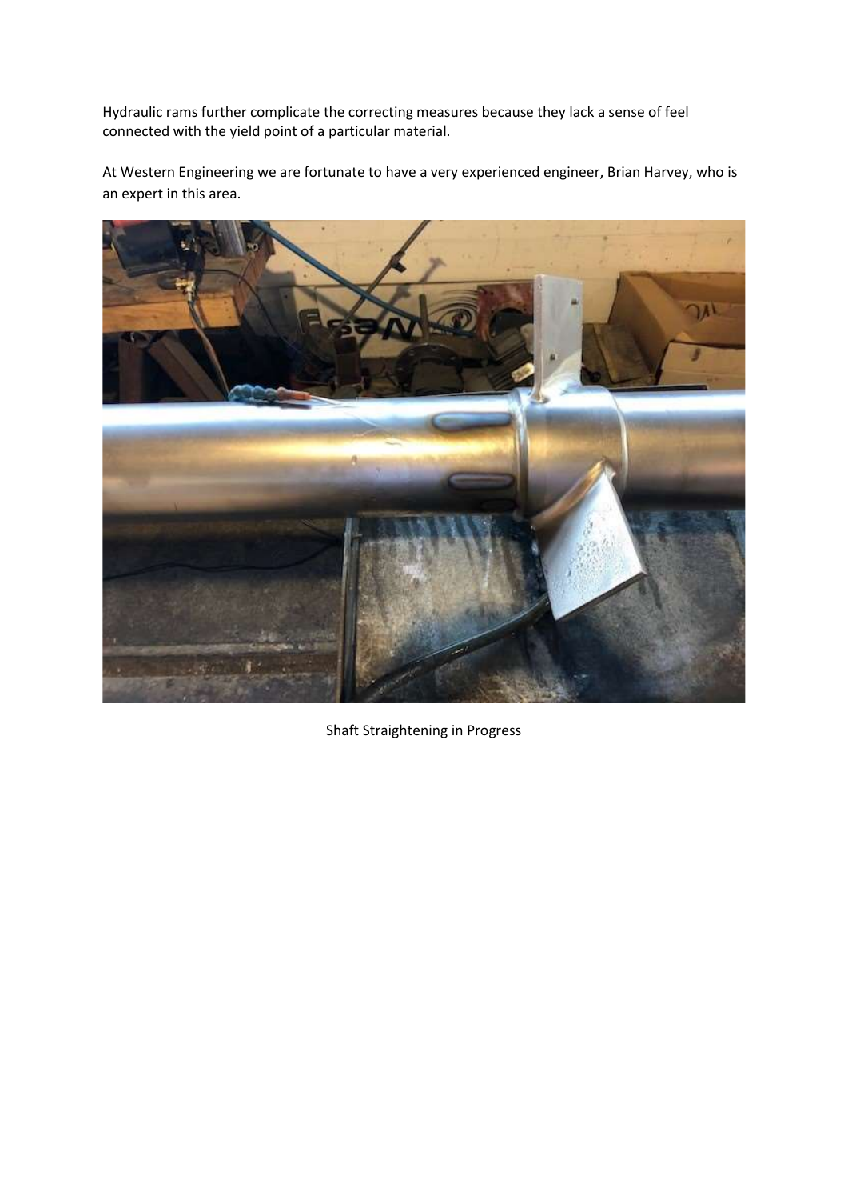Hydraulic rams further complicate the correcting measures because they lack a sense of feel connected with the yield point of a particular material.

At Western Engineering we are fortunate to have a very experienced engineer, Brian Harvey, who is an expert in this area.

Shaft Straightening in Progress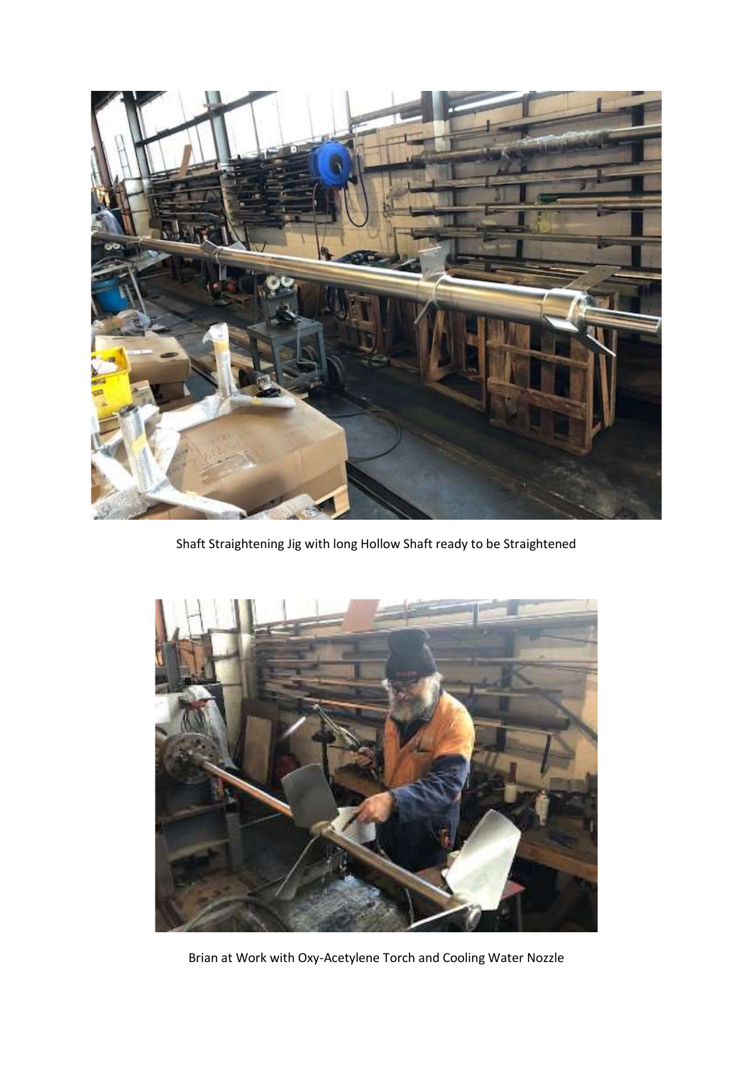Shaft Straightening Jig with long Hollow Shaft ready to be Straightened

Brian at Work with Oxy-Acetylene Torch and Cooling Water Nozzle